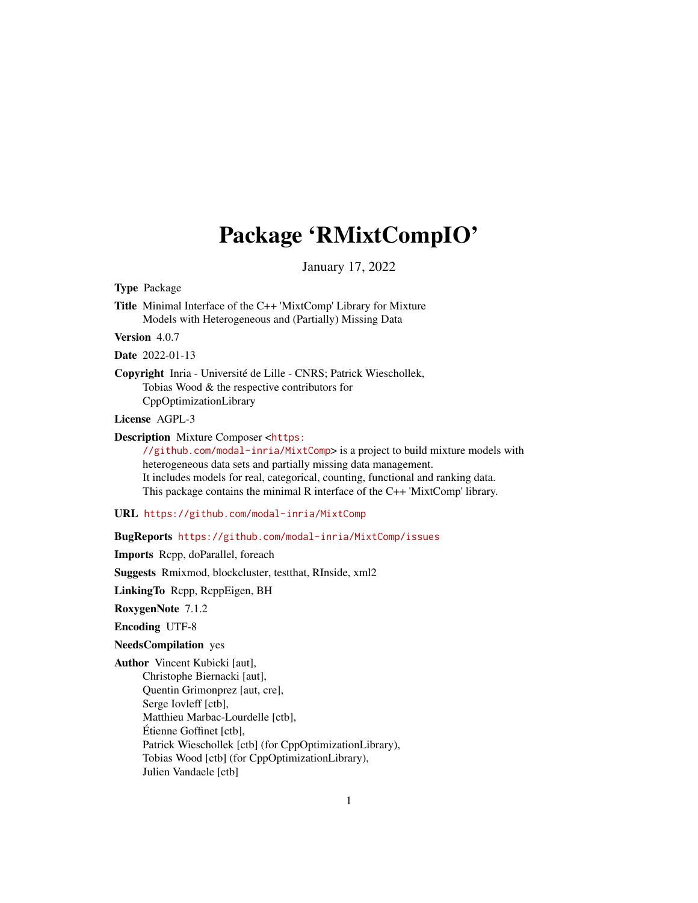# Package 'RMixtCompIO'

January 17, 2022

**Type** Package

**Title** Minimal Interface of the C++ 'MixtComp' Library for Mixture Models with Heterogeneous and (Partially) Missing Data

**Version** 4.0.7

**Date** 2022-01-13

**Copyright** Inria - Université de Lille - CNRS; Patrick Wieschollek, Tobias Wood & the respective contributors for CppOptimizationLibrary

**License** AGPL-3

**Description** Mixture Composer <https://github.com/modal-inria/MixtComp> is a project to build mixture models with heterogeneous data sets and partially missing data management.
It includes models for real, categorical, counting, functional and ranking data.
This package contains the minimal R interface of the C++ 'MixtComp' library.

**URL** https://github.com/modal-inria/MixtComp

**BugReports** https://github.com/modal-inria/MixtComp/issues

**Imports** Rcpp, doParallel, foreach

**Suggests** Rmixmod, blockcluster, testthat, RInside, xml2

**LinkingTo** Rcpp, RcppEigen, BH

**RoxygenNote** 7.1.2

**Encoding** UTF-8

**NeedsCompilation** yes

**Author** Vincent Kubicki [aut],
Christophe Biernacki [aut],
Quentin Grimonprez [aut, cre],
Serge Iovleff [ctb],
Matthieu Marbac-Lourdelle [ctb],
Étienne Goffinet [ctb],
Patrick Wieschollek [ctb] (for CppOptimizationLibrary),
Tobias Wood [ctb] (for CppOptimizationLibrary),
Julien Vandaele [ctb]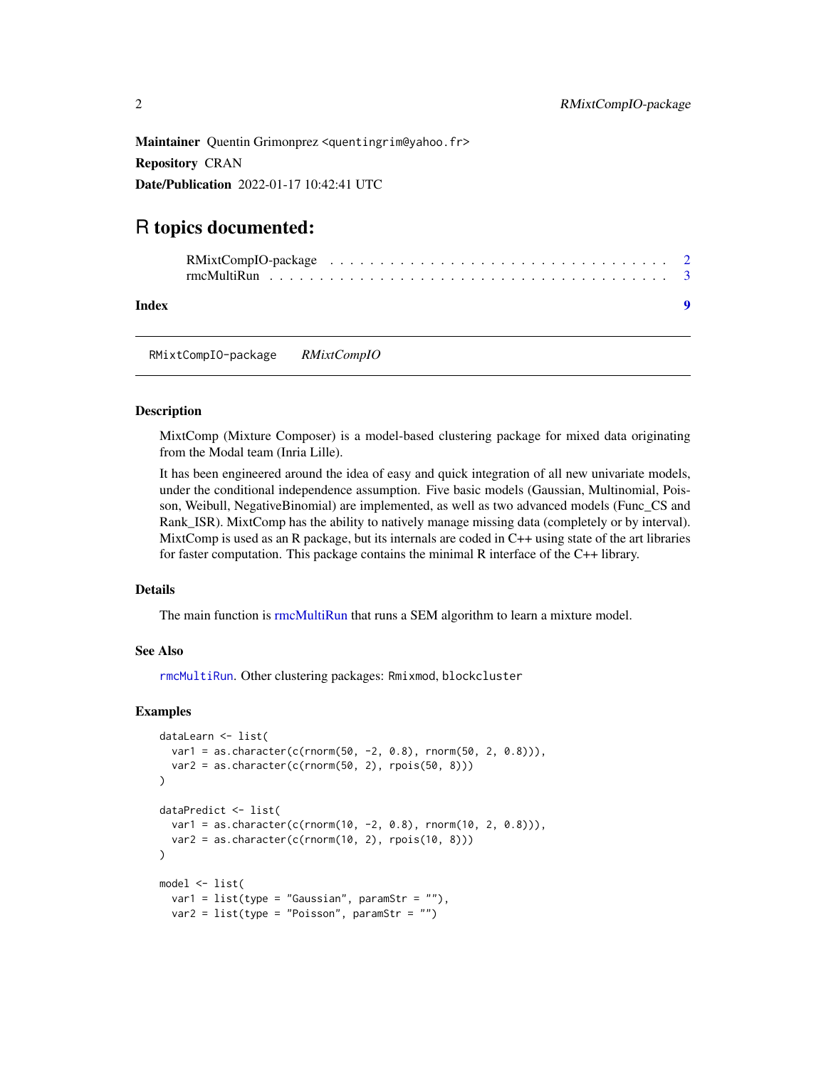**Maintainer** Quentin Grimonprez <quentingrim@yahoo.fr>

**Repository** CRAN

**Date/Publication** 2022-01-17 10:42:41 UTC

# R topics documented:

RMixtCompIO-package . . . . . . . . . . . . . . . . . . . . . . . . . . . . . . . . 2
rmcMultiRun . . . . . . . . . . . . . . . . . . . . . . . . . . . . . . . . . . . . . 3

**Index** **9**

---

RMixtCompIO-package *RMixtCompIO*

---

## Description

MixtComp (Mixture Composer) is a model-based clustering package for mixed data originating from the Modal team (Inria Lille).

It has been engineered around the idea of easy and quick integration of all new univariate models, under the conditional independence assumption. Five basic models (Gaussian, Multinomial, Poisson, Weibull, NegativeBinomial) are implemented, as well as two advanced models (Func_CS and Rank_ISR). MixtComp has the ability to natively manage missing data (completely or by interval). MixtComp is used as an R package, but its internals are coded in C++ using state of the art libraries for faster computation. This package contains the minimal R interface of the C++ library.

## Details

The main function is rmcMultiRun that runs a SEM algorithm to learn a mixture model.

## See Also

`rmcMultiRun`. Other clustering packages: `Rmixmod`, `blockcluster`

## Examples

```
dataLearn <- list(
  var1 = as.character(c(rnorm(50, -2, 0.8), rnorm(50, 2, 0.8))),
  var2 = as.character(c(rnorm(50, 2), rpois(50, 8)))
)

dataPredict <- list(
  var1 = as.character(c(rnorm(10, -2, 0.8), rnorm(10, 2, 0.8))),
  var2 = as.character(c(rnorm(10, 2), rpois(10, 8)))
)

model <- list(
  var1 = list(type = "Gaussian", paramStr = ""),
  var2 = list(type = "Poisson", paramStr = "")
```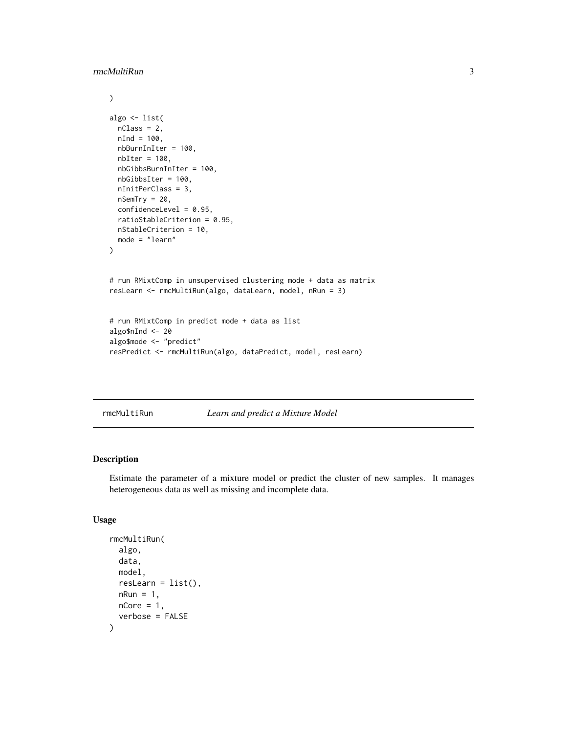```
)

algo <- list(
  nClass = 2,
  nInd = 100,
  nbBurnInIter = 100,
  nbIter = 100,
  nbGibbsBurnInIter = 100,
  nbGibbsIter = 100,
  nInitPerClass = 3,
  nSemTry = 20,
  confidenceLevel = 0.95,
  ratioStableCriterion = 0.95,
  nStableCriterion = 10,
  mode = "learn"
)


# run RMixtComp in unsupervised clustering mode + data as matrix
resLearn <- rmcMultiRun(algo, dataLearn, model, nRun = 3)


# run RMixtComp in predict mode + data as list
algo$nInd <- 20
algo$mode <- "predict"
resPredict <- rmcMultiRun(algo, dataPredict, model, resLearn)
```

---

`rmcMultiRun` *Learn and predict a Mixture Model*

---

## Description

Estimate the parameter of a mixture model or predict the cluster of new samples. It manages heterogeneous data as well as missing and incomplete data.

## Usage

```
rmcMultiRun(
  algo,
  data,
  model,
  resLearn = list(),
  nRun = 1,
  nCore = 1,
  verbose = FALSE
)
```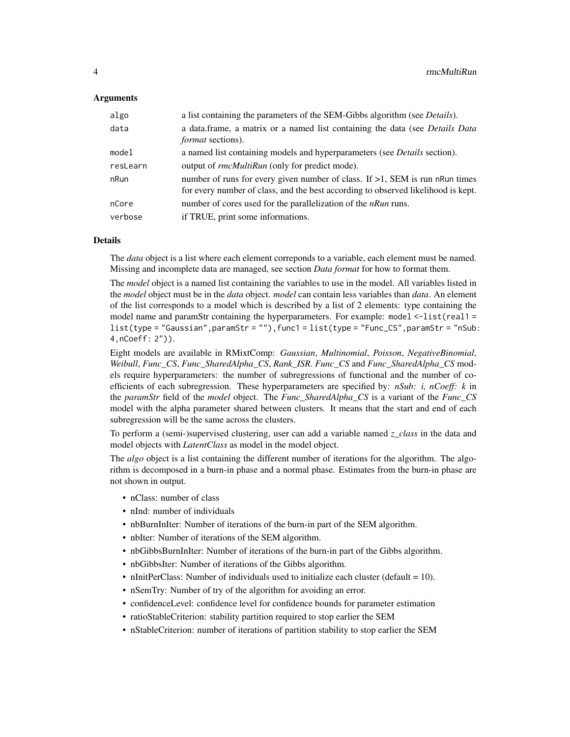### Arguments

| | |
|---|---|
| algo | a list containing the parameters of the SEM-Gibbs algorithm (see *Details*). |
| data | a data.frame, a matrix or a named list containing the data (see *Details Data format* sections). |
| model | a named list containing models and hyperparameters (see *Details* section). |
| resLearn | output of *rmcMultiRun* (only for predict mode). |
| nRun | number of runs for every given number of class. If >1, SEM is run nRun times for every number of class, and the best according to observed likelihood is kept. |
| nCore | number of cores used for the parallelization of the *nRun* runs. |
| verbose | if TRUE, print some informations. |

### Details

The *data* object is a list where each element correponds to a variable, each element must be named. Missing and incomplete data are managed, see section *Data format* for how to format them.

The *model* object is a named list containing the variables to use in the model. All variables listed in the *model* object must be in the *data* object. *model* can contain less variables than *data*. An element of the list corresponds to a model which is described by a list of 2 elements: type containing the model name and paramStr containing the hyperparameters. For example: `model <-list(real1 = list(type = "Gaussian",paramStr = ""),func1 = list(type = "Func_CS",paramStr = "nSub: 4,nCoeff: 2"))`.

Eight models are available in RMixtComp: *Gaussian*, *Multinomial*, *Poisson*, *NegativeBinomial*, *Weibull*, *Func_CS*, *Func_SharedAlpha_CS*, *Rank_ISR*. *Func_CS* and *Func_SharedAlpha_CS* models require hyperparameters: the number of subregressions of functional and the number of coefficients of each subregression. These hyperparameters are specified by: *nSub: i, nCoeff: k* in the *paramStr* field of the *model* object. The *Func_SharedAlpha_CS* is a variant of the *Func_CS* model with the alpha parameter shared between clusters. It means that the start and end of each subregression will be the same across the clusters.

To perform a (semi-)supervised clustering, user can add a variable named *z_class* in the data and model objects with *LatentClass* as model in the model object.

The *algo* object is a list containing the different number of iterations for the algorithm. The algorithm is decomposed in a burn-in phase and a normal phase. Estimates from the burn-in phase are not shown in output.

- nClass: number of class
- nInd: number of individuals
- nbBurnInIter: Number of iterations of the burn-in part of the SEM algorithm.
- nbIter: Number of iterations of the SEM algorithm.
- nbGibbsBurnInIter: Number of iterations of the burn-in part of the Gibbs algorithm.
- nbGibbsIter: Number of iterations of the Gibbs algorithm.
- nInitPerClass: Number of individuals used to initialize each cluster (default = 10).
- nSemTry: Number of try of the algorithm for avoiding an error.
- confidenceLevel: confidence level for confidence bounds for parameter estimation
- ratioStableCriterion: stability partition required to stop earlier the SEM
- nStableCriterion: number of iterations of partition stability to stop earlier the SEM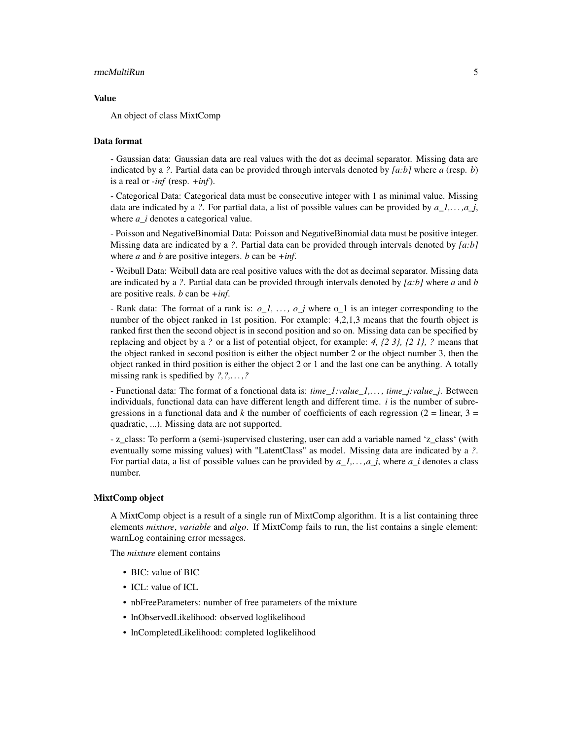## Value

An object of class MixtComp

## Data format

- Gaussian data: Gaussian data are real values with the dot as decimal separator. Missing data are indicated by a *?*. Partial data can be provided through intervals denoted by *[a:b]* where *a* (resp. *b*) is a real or *-inf* (resp. *+inf*).

- Categorical Data: Categorical data must be consecutive integer with 1 as minimal value. Missing data are indicated by a *?*. For partial data, a list of possible values can be provided by *a_1,...,a_j*, where *a_i* denotes a categorical value.

- Poisson and NegativeBinomial Data: Poisson and NegativeBinomial data must be positive integer. Missing data are indicated by a *?*. Partial data can be provided through intervals denoted by *[a:b]* where *a* and *b* are positive integers. *b* can be *+inf*.

- Weibull Data: Weibull data are real positive values with the dot as decimal separator. Missing data are indicated by a *?*. Partial data can be provided through intervals denoted by *[a:b]* where *a* and *b* are positive reals. *b* can be *+inf*.

- Rank data: The format of a rank is: *o_1, ..., o_j* where o_1 is an integer corresponding to the number of the object ranked in 1st position. For example: 4,2,1,3 means that the fourth object is ranked first then the second object is in second position and so on. Missing data can be specified by replacing and object by a *?* or a list of potential object, for example: *4, {2 3}, {2 1}, ?* means that the object ranked in second position is either the object number 2 or the object number 3, then the object ranked in third position is either the object 2 or 1 and the last one can be anything. A totally missing rank is spedified by *?,?,...,?*

- Functional data: The format of a fonctional data is: *time_1:value_1,..., time_j:value_j*. Between individuals, functional data can have different length and different time. *i* is the number of subregressions in a functional data and *k* the number of coefficients of each regression (2 = linear, 3 = quadratic, ...). Missing data are not supported.

- z_class: To perform a (semi-)supervised clustering, user can add a variable named 'z_class' (with eventually some missing values) with "LatentClass" as model. Missing data are indicated by a *?*. For partial data, a list of possible values can be provided by *a_1,...,a_j*, where *a_i* denotes a class number.

## MixtComp object

A MixtComp object is a result of a single run of MixtComp algorithm. It is a list containing three elements *mixture*, *variable* and *algo*. If MixtComp fails to run, the list contains a single element: warnLog containing error messages.

The *mixture* element contains

- BIC: value of BIC
- ICL: value of ICL
- nbFreeParameters: number of free parameters of the mixture
- lnObservedLikelihood: observed loglikelihood
- lnCompletedLikelihood: completed loglikelihood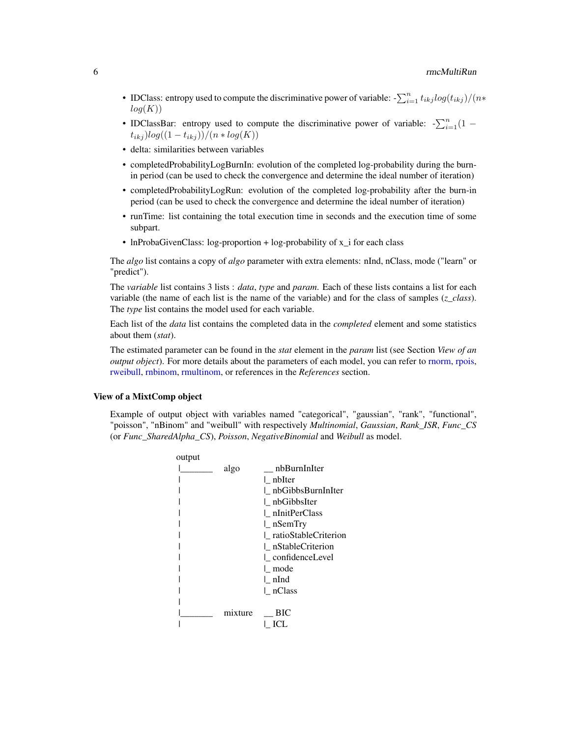- IDClass: entropy used to compute the discriminative power of variable: $-\sum_{i=1}^{n} t_{ikj} log(t_{ikj})/(n * log(K))$
- IDClassBar: entropy used to compute the discriminative power of variable: $-\sum_{i=1}^{n} (1 - t_{ikj}) log((1 - t_{ikj}))/(n * log(K))$
- delta: similarities between variables
- completedProbabilityLogBurnIn: evolution of the completed log-probability during the burn-in period (can be used to check the convergence and determine the ideal number of iteration)
- completedProbabilityLogRun: evolution of the completed log-probability after the burn-in period (can be used to check the convergence and determine the ideal number of iteration)
- runTime: list containing the total execution time in seconds and the execution time of some subpart.
- lnProbaGivenClass: log-proportion + log-probability of x_i for each class

The *algo* list contains a copy of *algo* parameter with extra elements: nInd, nClass, mode ("learn" or "predict").

The *variable* list contains 3 lists : *data*, *type* and *param*. Each of these lists contains a list for each variable (the name of each list is the name of the variable) and for the class of samples (*z_class*). The *type* list contains the model used for each variable.

Each list of the *data* list contains the completed data in the *completed* element and some statistics about them (*stat*).

The estimated parameter can be found in the *stat* element in the *param* list (see Section *View of an output object*). For more details about the parameters of each model, you can refer to rnorm, rpois, rweibull, rnbinom, rmultinom, or references in the *References* section.

### View of a MixtComp object

Example of output object with variables named "categorical", "gaussian", "rank", "functional", "poisson", "nBinom" and "weibull" with respectively *Multinomial*, *Gaussian*, *Rank_ISR*, *Func_CS* (or *Func_SharedAlpha_CS*), *Poisson*, *NegativeBinomial* and *Weibull* as model.

```
output
|_______    algo       __ nbBurnInIter
|                      |_ nbIter
|                      |_ nbGibbsBurnInIter
|                      |_ nbGibbsIter
|                      |_ nInitPerClass
|                      |_ nSemTry
|                      |_ ratioStableCriterion
|                      |_ nStableCriterion
|                      |_ confidenceLevel
|                      |_ mode
|                      |_ nInd
|                      |_ nClass
|
|_______    mixture    __ BIC
|                      |_ ICL
```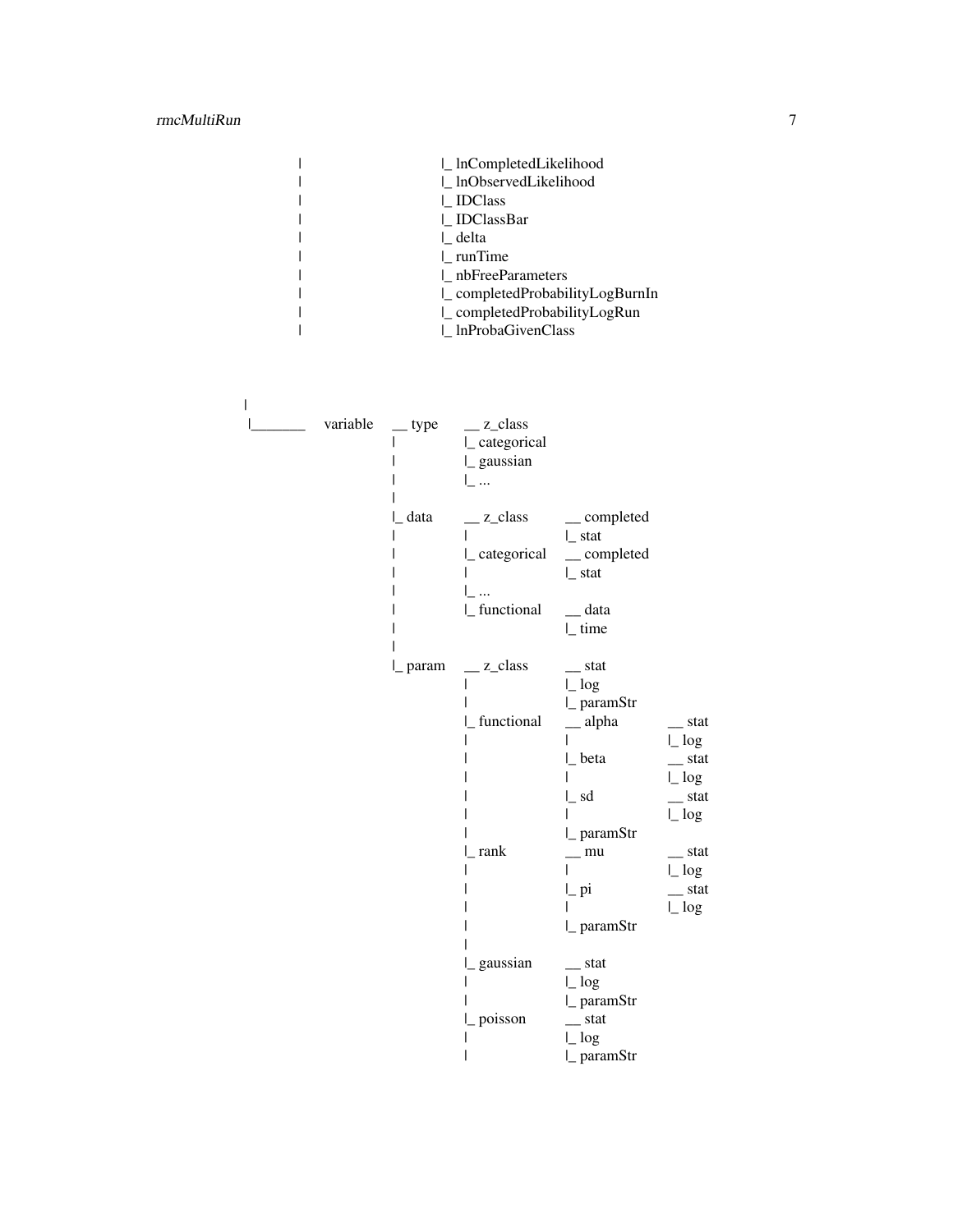```
|                        |_ lnCompletedLikelihood
|                        |_ lnObservedLikelihood
|                        |_ IDClass
|                        |_ IDClassBar
|                        |_ delta
|                        |_ runTime
|                        |_ nbFreeParameters
|                        |_ completedProbabilityLogBurnIn
|                        |_ completedProbabilityLogRun
|                        |_ lnProbaGivenClass



|
|_______   variable   __ type     __ z_class
                      |           |_ categorical
                      |           |_ gaussian
                      |           |_ ...
                      |
                      |_ data     __ z_class       __ completed
                      |           |                |_ stat
                      |           |_ categorical   __ completed
                      |           |                |_ stat
                      |           |_ ...
                      |           |_ functional    __ data
                      |                            |_ time
                      |
                      |_ param    __ z_class       __ stat
                                  |                |_ log
                                  |                |_ paramStr
                                  |_ functional    __ alpha       __ stat
                                  |                |              |_ log
                                  |                |_ beta        __ stat
                                  |                |              |_ log
                                  |                |_ sd          __ stat
                                  |                |              |_ log
                                  |                |_ paramStr
                                  |_ rank          __ mu          __ stat
                                  |                |              |_ log
                                  |                |_ pi          __ stat
                                  |                |              |_ log
                                  |                |_ paramStr
                                  |
                                  |_ gaussian      __ stat
                                  |                |_ log
                                  |                |_ paramStr
                                  |_ poisson       __ stat
                                  |                |_ log
                                  |                |_ paramStr
```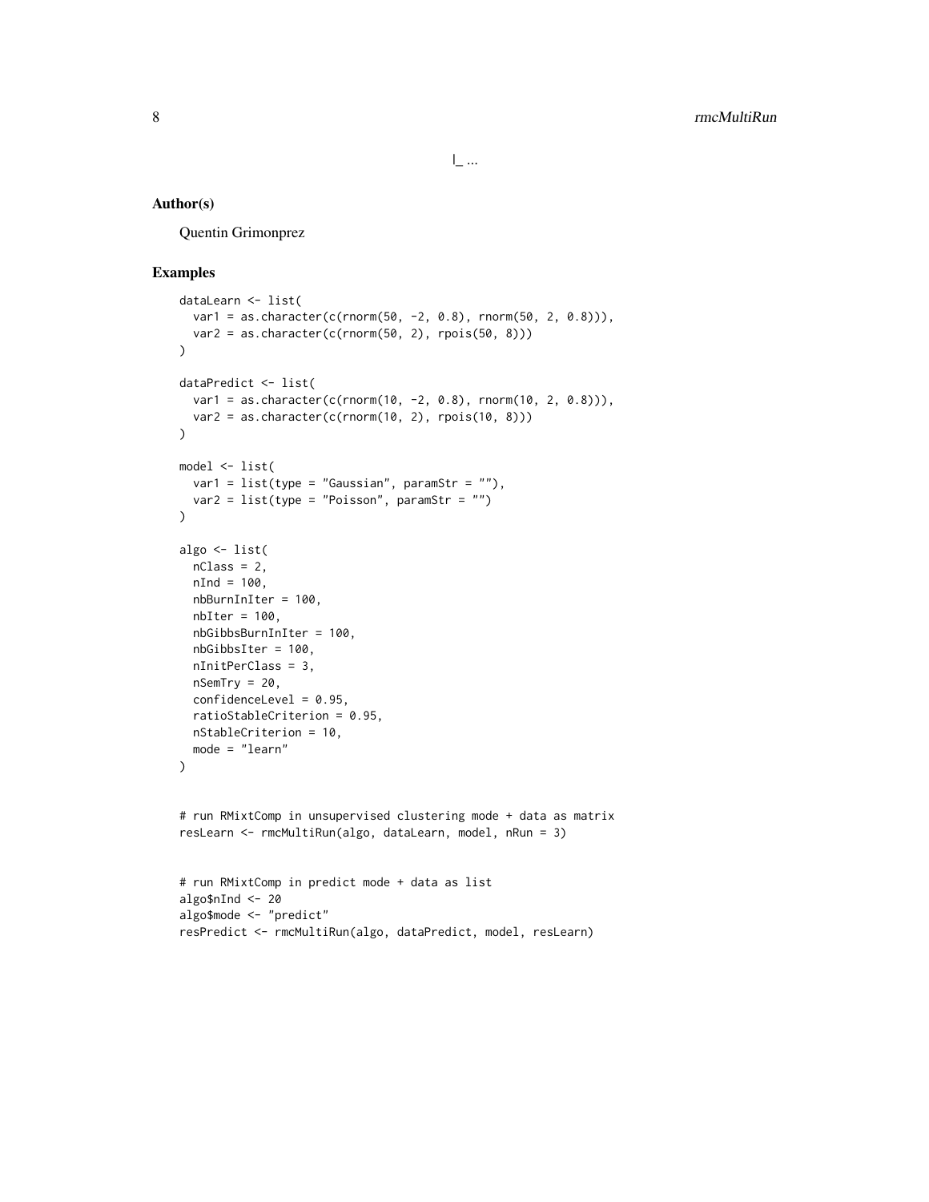|_ ...

## Author(s)

Quentin Grimonprez

## Examples

```
dataLearn <- list(
  var1 = as.character(c(rnorm(50, -2, 0.8), rnorm(50, 2, 0.8))),
  var2 = as.character(c(rnorm(50, 2), rpois(50, 8)))
)

dataPredict <- list(
  var1 = as.character(c(rnorm(10, -2, 0.8), rnorm(10, 2, 0.8))),
  var2 = as.character(c(rnorm(10, 2), rpois(10, 8)))
)

model <- list(
  var1 = list(type = "Gaussian", paramStr = ""),
  var2 = list(type = "Poisson", paramStr = "")
)

algo <- list(
  nClass = 2,
  nInd = 100,
  nbBurnInIter = 100,
  nbIter = 100,
  nbGibbsBurnInIter = 100,
  nbGibbsIter = 100,
  nInitPerClass = 3,
  nSemTry = 20,
  confidenceLevel = 0.95,
  ratioStableCriterion = 0.95,
  nStableCriterion = 10,
  mode = "learn"
)


# run RMixtComp in unsupervised clustering mode + data as matrix
resLearn <- rmcMultiRun(algo, dataLearn, model, nRun = 3)


# run RMixtComp in predict mode + data as list
algo$nInd <- 20
algo$mode <- "predict"
resPredict <- rmcMultiRun(algo, dataPredict, model, resLearn)
```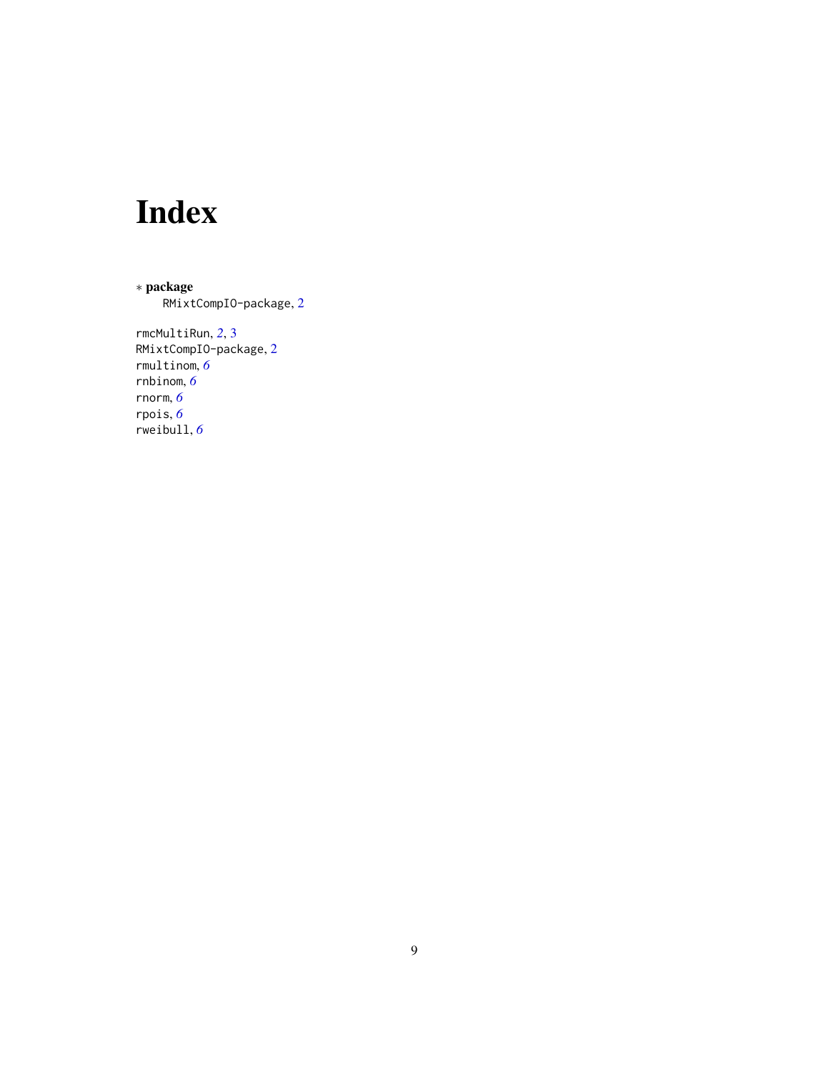# Index

∗ **package**
    RMixtCompIO-package, 2

rmcMultiRun, *2*, 3
RMixtCompIO-package, 2
rmultinom, *6*
rnbinom, *6*
rnorm, *6*
rpois, *6*
rweibull, *6*